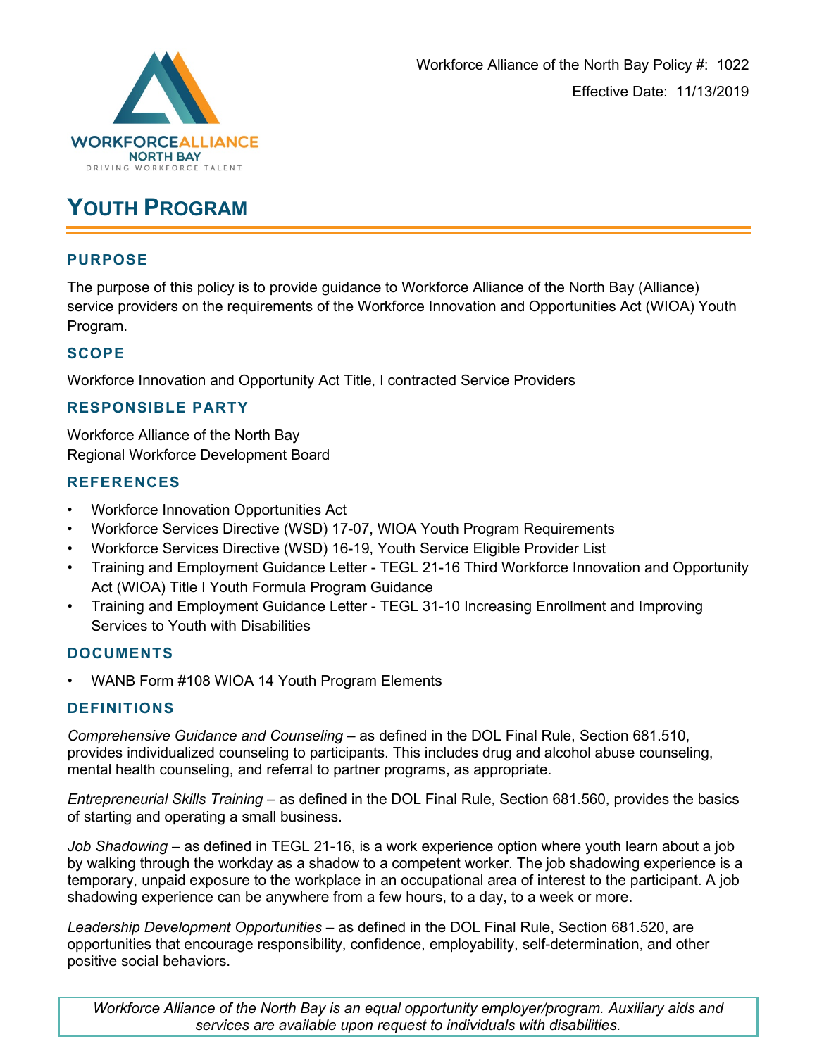Workforce Alliance of the North Bay Policy #: 1022

Effective Date: 11/13/2019

# YOUTH PROGRAM

## PURPOSE

The purpose of this policy is to provide guidance to Workforce Alliance of the North Bay (Alliance) service providers on the requirements of the Workforce Innovation and Opportunities Act (WIOA) Youth Program.

## SCOPE

Workforce Innovation and Opportunity Act Title, I contracted Service Providers

## RESPONSIBLE PARTY

Workforce Alliance of the North Bay
Regional Workforce Development Board

## REFERENCES

- Workforce Innovation Opportunities Act
- Workforce Services Directive (WSD) 17-07, WIOA Youth Program Requirements
- Workforce Services Directive (WSD) 16-19, Youth Service Eligible Provider List
- Training and Employment Guidance Letter - TEGL 21-16 Third Workforce Innovation and Opportunity Act (WIOA) Title I Youth Formula Program Guidance
- Training and Employment Guidance Letter - TEGL 31-10 Increasing Enrollment and Improving Services to Youth with Disabilities

## DOCUMENTS

- WANB Form #108 WIOA 14 Youth Program Elements

## DEFINITIONS

*Comprehensive Guidance and Counseling* – as defined in the DOL Final Rule, Section 681.510, provides individualized counseling to participants. This includes drug and alcohol abuse counseling, mental health counseling, and referral to partner programs, as appropriate.

*Entrepreneurial Skills Training* – as defined in the DOL Final Rule, Section 681.560, provides the basics of starting and operating a small business.

*Job Shadowing* – as defined in TEGL 21-16, is a work experience option where youth learn about a job by walking through the workday as a shadow to a competent worker. The job shadowing experience is a temporary, unpaid exposure to the workplace in an occupational area of interest to the participant. A job shadowing experience can be anywhere from a few hours, to a day, to a week or more.

*Leadership Development Opportunities* – as defined in the DOL Final Rule, Section 681.520, are opportunities that encourage responsibility, confidence, employability, self-determination, and other positive social behaviors.

*Workforce Alliance of the North Bay is an equal opportunity employer/program. Auxiliary aids and services are available upon request to individuals with disabilities.*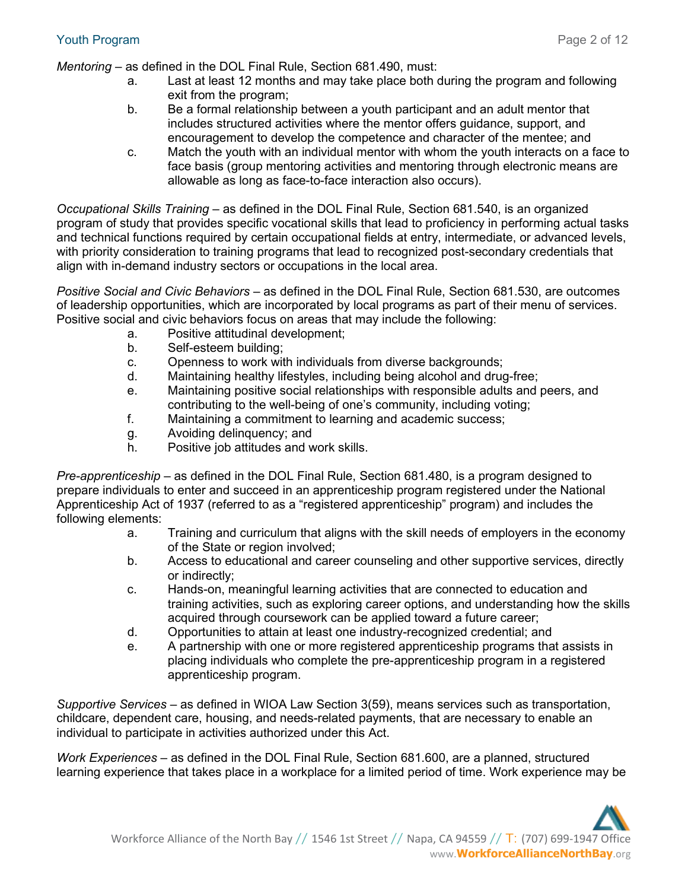*Mentoring* – as defined in the DOL Final Rule, Section 681.490, must:

a. Last at least 12 months and may take place both during the program and following exit from the program;
b. Be a formal relationship between a youth participant and an adult mentor that includes structured activities where the mentor offers guidance, support, and encouragement to develop the competence and character of the mentee; and
c. Match the youth with an individual mentor with whom the youth interacts on a face to face basis (group mentoring activities and mentoring through electronic means are allowable as long as face-to-face interaction also occurs).

*Occupational Skills Training* – as defined in the DOL Final Rule, Section 681.540, is an organized program of study that provides specific vocational skills that lead to proficiency in performing actual tasks and technical functions required by certain occupational fields at entry, intermediate, or advanced levels, with priority consideration to training programs that lead to recognized post-secondary credentials that align with in-demand industry sectors or occupations in the local area.

*Positive Social and Civic Behaviors* – as defined in the DOL Final Rule, Section 681.530, are outcomes of leadership opportunities, which are incorporated by local programs as part of their menu of services. Positive social and civic behaviors focus on areas that may include the following:

a. Positive attitudinal development;
b. Self-esteem building;
c. Openness to work with individuals from diverse backgrounds;
d. Maintaining healthy lifestyles, including being alcohol and drug-free;
e. Maintaining positive social relationships with responsible adults and peers, and contributing to the well-being of one's community, including voting;
f. Maintaining a commitment to learning and academic success;
g. Avoiding delinquency; and
h. Positive job attitudes and work skills.

*Pre-apprenticeship* – as defined in the DOL Final Rule, Section 681.480, is a program designed to prepare individuals to enter and succeed in an apprenticeship program registered under the National Apprenticeship Act of 1937 (referred to as a "registered apprenticeship" program) and includes the following elements:

a. Training and curriculum that aligns with the skill needs of employers in the economy of the State or region involved;
b. Access to educational and career counseling and other supportive services, directly or indirectly;
c. Hands-on, meaningful learning activities that are connected to education and training activities, such as exploring career options, and understanding how the skills acquired through coursework can be applied toward a future career;
d. Opportunities to attain at least one industry-recognized credential; and
e. A partnership with one or more registered apprenticeship programs that assists in placing individuals who complete the pre-apprenticeship program in a registered apprenticeship program.

*Supportive Services* – as defined in WIOA Law Section 3(59), means services such as transportation, childcare, dependent care, housing, and needs-related payments, that are necessary to enable an individual to participate in activities authorized under this Act.

*Work Experiences* – as defined in the DOL Final Rule, Section 681.600, are a planned, structured learning experience that takes place in a workplace for a limited period of time. Work experience may be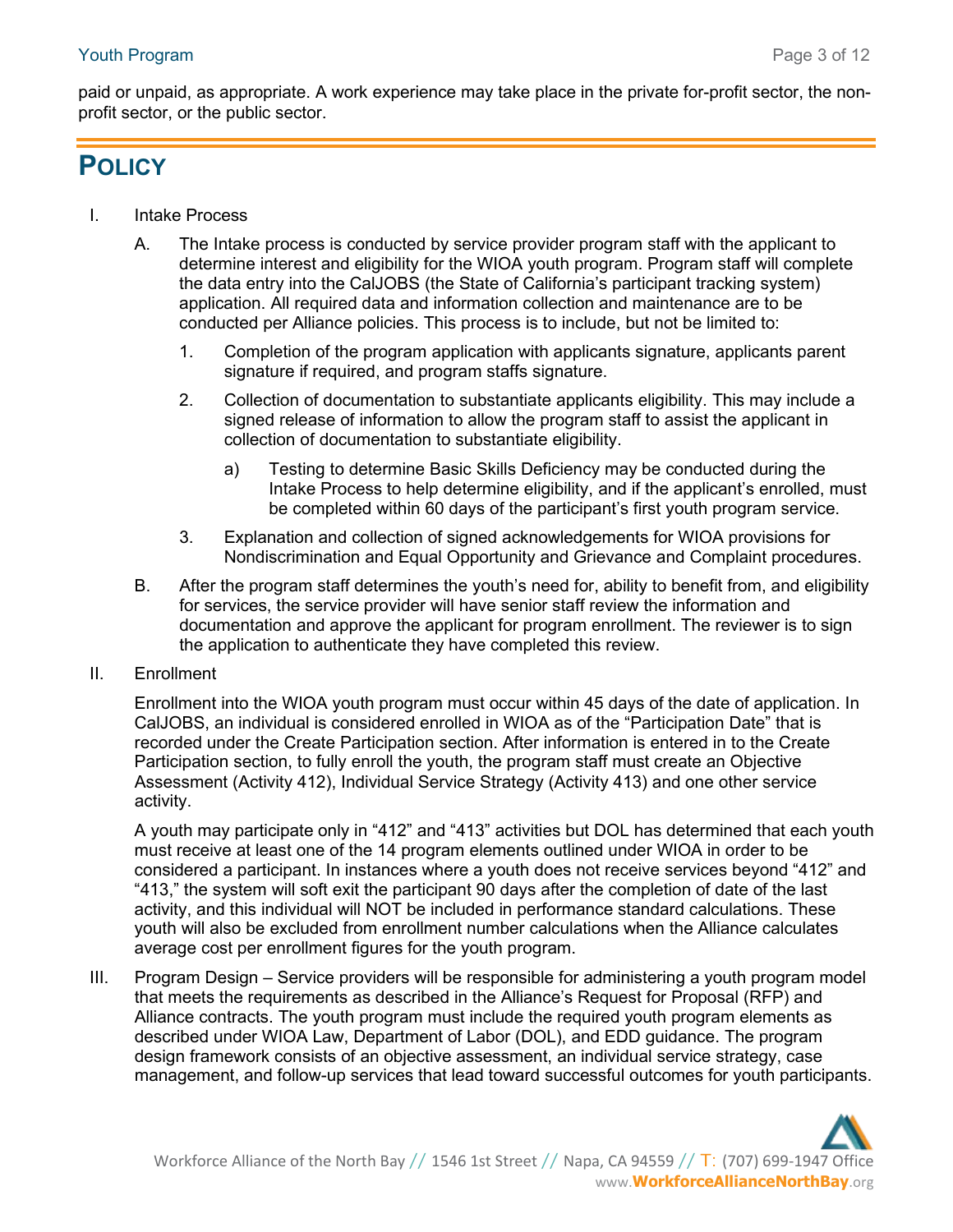paid or unpaid, as appropriate. A work experience may take place in the private for-profit sector, the non-profit sector, or the public sector.

# POLICY

I. Intake Process

   A. The Intake process is conducted by service provider program staff with the applicant to determine interest and eligibility for the WIOA youth program. Program staff will complete the data entry into the CalJOBS (the State of California's participant tracking system) application. All required data and information collection and maintenance are to be conducted per Alliance policies. This process is to include, but not be limited to:

      1. Completion of the program application with applicants signature, applicants parent signature if required, and program staffs signature.

      2. Collection of documentation to substantiate applicants eligibility. This may include a signed release of information to allow the program staff to assist the applicant in collection of documentation to substantiate eligibility.

         a) Testing to determine Basic Skills Deficiency may be conducted during the Intake Process to help determine eligibility, and if the applicant's enrolled, must be completed within 60 days of the participant's first youth program service.

      3. Explanation and collection of signed acknowledgements for WIOA provisions for Nondiscrimination and Equal Opportunity and Grievance and Complaint procedures.

   B. After the program staff determines the youth's need for, ability to benefit from, and eligibility for services, the service provider will have senior staff review the information and documentation and approve the applicant for program enrollment. The reviewer is to sign the application to authenticate they have completed this review.

II. Enrollment

   Enrollment into the WIOA youth program must occur within 45 days of the date of application. In CalJOBS, an individual is considered enrolled in WIOA as of the "Participation Date" that is recorded under the Create Participation section. After information is entered in to the Create Participation section, to fully enroll the youth, the program staff must create an Objective Assessment (Activity 412), Individual Service Strategy (Activity 413) and one other service activity.

   A youth may participate only in "412" and "413" activities but DOL has determined that each youth must receive at least one of the 14 program elements outlined under WIOA in order to be considered a participant. In instances where a youth does not receive services beyond "412" and "413," the system will soft exit the participant 90 days after the completion of date of the last activity, and this individual will NOT be included in performance standard calculations. These youth will also be excluded from enrollment number calculations when the Alliance calculates average cost per enrollment figures for the youth program.

III. Program Design – Service providers will be responsible for administering a youth program model that meets the requirements as described in the Alliance's Request for Proposal (RFP) and Alliance contracts. The youth program must include the required youth program elements as described under WIOA Law, Department of Labor (DOL), and EDD guidance. The program design framework consists of an objective assessment, an individual service strategy, case management, and follow-up services that lead toward successful outcomes for youth participants.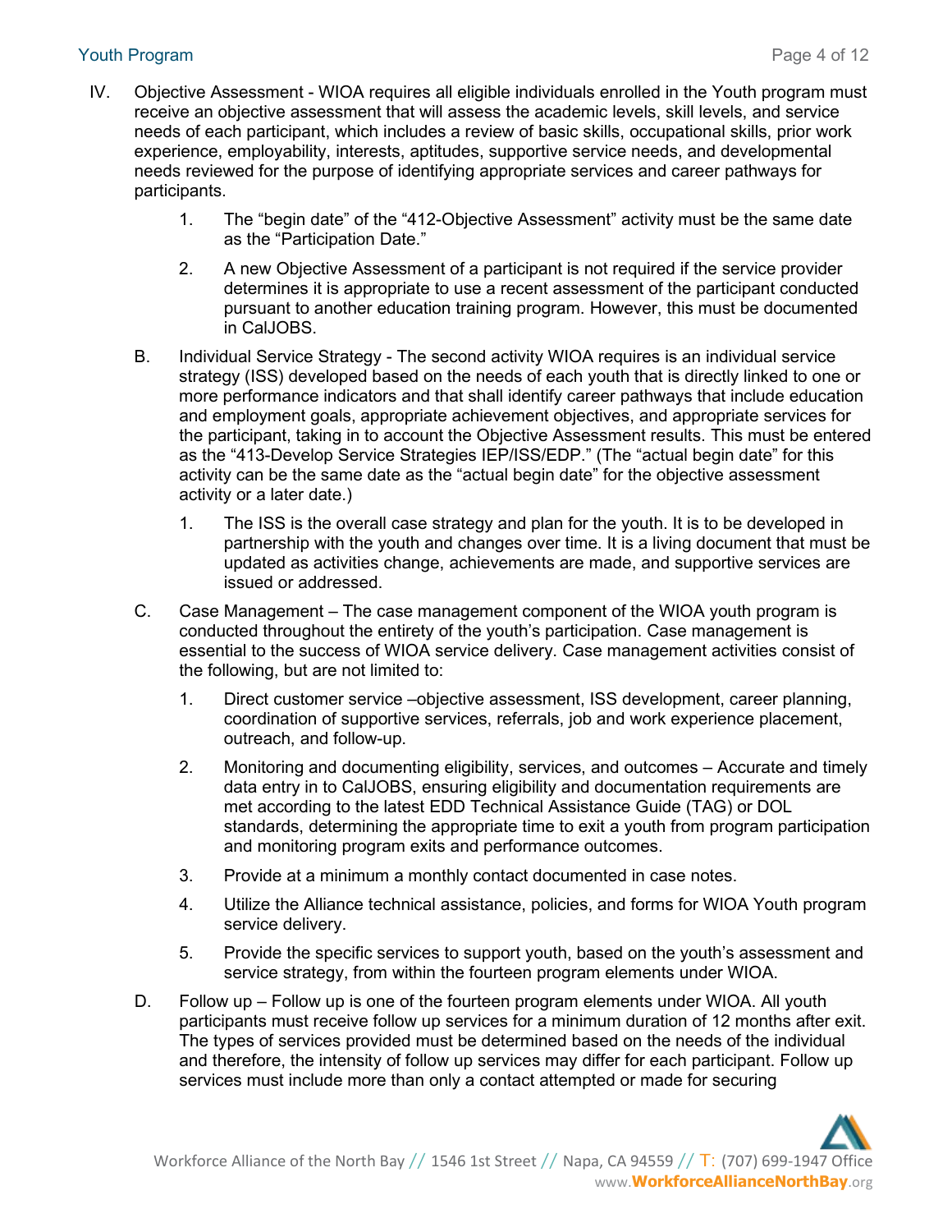IV. Objective Assessment - WIOA requires all eligible individuals enrolled in the Youth program must receive an objective assessment that will assess the academic levels, skill levels, and service needs of each participant, which includes a review of basic skills, occupational skills, prior work experience, employability, interests, aptitudes, supportive service needs, and developmental needs reviewed for the purpose of identifying appropriate services and career pathways for participants.

   1. The "begin date" of the "412-Objective Assessment" activity must be the same date as the "Participation Date."

   2. A new Objective Assessment of a participant is not required if the service provider determines it is appropriate to use a recent assessment of the participant conducted pursuant to another education training program. However, this must be documented in CalJOBS.

B. Individual Service Strategy - The second activity WIOA requires is an individual service strategy (ISS) developed based on the needs of each youth that is directly linked to one or more performance indicators and that shall identify career pathways that include education and employment goals, appropriate achievement objectives, and appropriate services for the participant, taking in to account the Objective Assessment results. This must be entered as the "413-Develop Service Strategies IEP/ISS/EDP." (The "actual begin date" for this activity can be the same date as the "actual begin date" for the objective assessment activity or a later date.)

   1. The ISS is the overall case strategy and plan for the youth. It is to be developed in partnership with the youth and changes over time. It is a living document that must be updated as activities change, achievements are made, and supportive services are issued or addressed.

C. Case Management – The case management component of the WIOA youth program is conducted throughout the entirety of the youth's participation. Case management is essential to the success of WIOA service delivery. Case management activities consist of the following, but are not limited to:

   1. Direct customer service –objective assessment, ISS development, career planning, coordination of supportive services, referrals, job and work experience placement, outreach, and follow-up.

   2. Monitoring and documenting eligibility, services, and outcomes – Accurate and timely data entry in to CalJOBS, ensuring eligibility and documentation requirements are met according to the latest EDD Technical Assistance Guide (TAG) or DOL standards, determining the appropriate time to exit a youth from program participation and monitoring program exits and performance outcomes.

   3. Provide at a minimum a monthly contact documented in case notes.

   4. Utilize the Alliance technical assistance, policies, and forms for WIOA Youth program service delivery.

   5. Provide the specific services to support youth, based on the youth's assessment and service strategy, from within the fourteen program elements under WIOA.

D. Follow up – Follow up is one of the fourteen program elements under WIOA. All youth participants must receive follow up services for a minimum duration of 12 months after exit. The types of services provided must be determined based on the needs of the individual and therefore, the intensity of follow up services may differ for each participant. Follow up services must include more than only a contact attempted or made for securing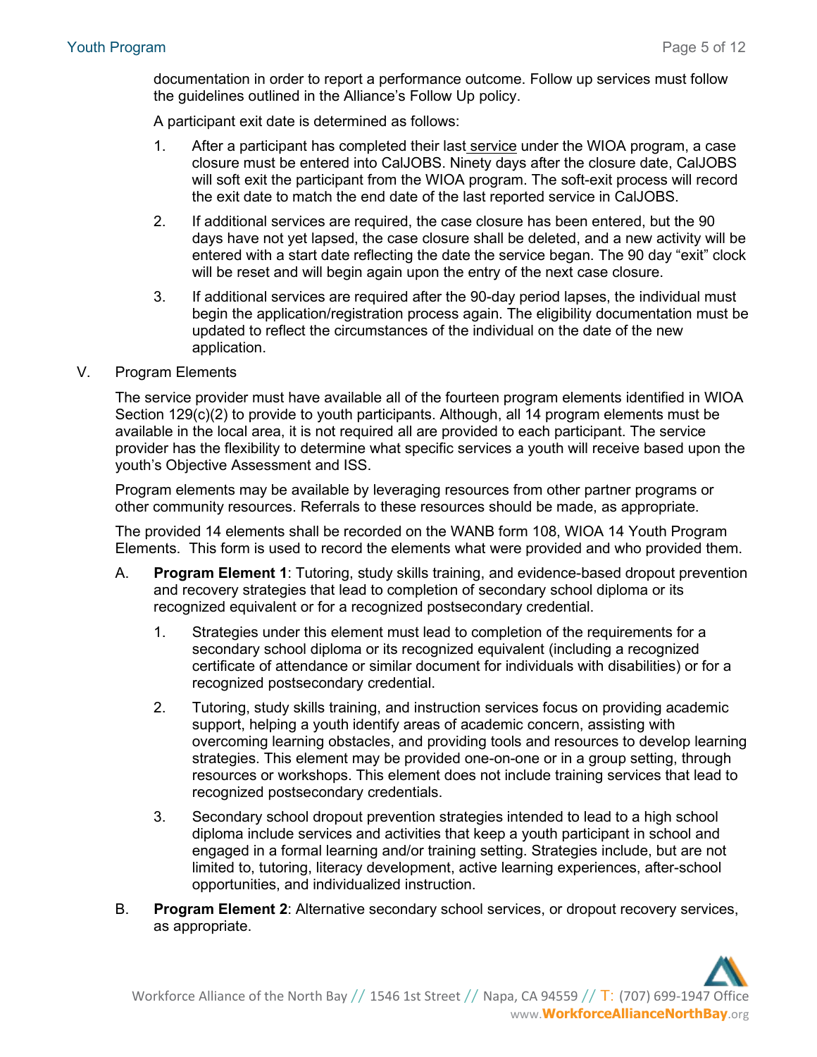documentation in order to report a performance outcome. Follow up services must follow the guidelines outlined in the Alliance's Follow Up policy.

A participant exit date is determined as follows:

1. After a participant has completed their last service under the WIOA program, a case closure must be entered into CalJOBS. Ninety days after the closure date, CalJOBS will soft exit the participant from the WIOA program. The soft-exit process will record the exit date to match the end date of the last reported service in CalJOBS.
2. If additional services are required, the case closure has been entered, but the 90 days have not yet lapsed, the case closure shall be deleted, and a new activity will be entered with a start date reflecting the date the service began. The 90 day "exit" clock will be reset and will begin again upon the entry of the next case closure.
3. If additional services are required after the 90-day period lapses, the individual must begin the application/registration process again. The eligibility documentation must be updated to reflect the circumstances of the individual on the date of the new application.

## V. Program Elements

The service provider must have available all of the fourteen program elements identified in WIOA Section 129(c)(2) to provide to youth participants. Although, all 14 program elements must be available in the local area, it is not required all are provided to each participant. The service provider has the flexibility to determine what specific services a youth will receive based upon the youth's Objective Assessment and ISS.

Program elements may be available by leveraging resources from other partner programs or other community resources. Referrals to these resources should be made, as appropriate.

The provided 14 elements shall be recorded on the WANB form 108, WIOA 14 Youth Program Elements. This form is used to record the elements what were provided and who provided them.

A. **Program Element 1**: Tutoring, study skills training, and evidence-based dropout prevention and recovery strategies that lead to completion of secondary school diploma or its recognized equivalent or for a recognized postsecondary credential.

   1. Strategies under this element must lead to completion of the requirements for a secondary school diploma or its recognized equivalent (including a recognized certificate of attendance or similar document for individuals with disabilities) or for a recognized postsecondary credential.
   2. Tutoring, study skills training, and instruction services focus on providing academic support, helping a youth identify areas of academic concern, assisting with overcoming learning obstacles, and providing tools and resources to develop learning strategies. This element may be provided one-on-one or in a group setting, through resources or workshops. This element does not include training services that lead to recognized postsecondary credentials.
   3. Secondary school dropout prevention strategies intended to lead to a high school diploma include services and activities that keep a youth participant in school and engaged in a formal learning and/or training setting. Strategies include, but are not limited to, tutoring, literacy development, active learning experiences, after-school opportunities, and individualized instruction.

B. **Program Element 2**: Alternative secondary school services, or dropout recovery services, as appropriate.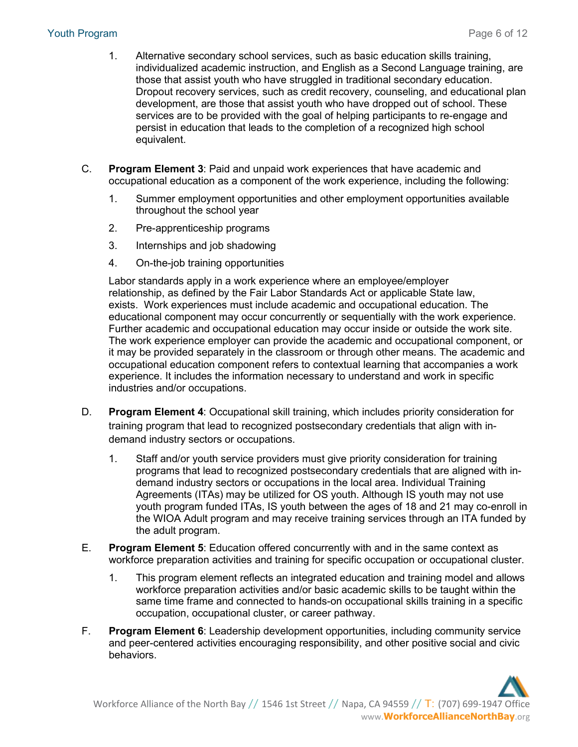1. Alternative secondary school services, such as basic education skills training, individualized academic instruction, and English as a Second Language training, are those that assist youth who have struggled in traditional secondary education. Dropout recovery services, such as credit recovery, counseling, and educational plan development, are those that assist youth who have dropped out of school. These services are to be provided with the goal of helping participants to re-engage and persist in education that leads to the completion of a recognized high school equivalent.

C. **Program Element 3**: Paid and unpaid work experiences that have academic and occupational education as a component of the work experience, including the following:

   1. Summer employment opportunities and other employment opportunities available throughout the school year
   2. Pre-apprenticeship programs
   3. Internships and job shadowing
   4. On-the-job training opportunities

   Labor standards apply in a work experience where an employee/employer relationship, as defined by the Fair Labor Standards Act or applicable State law, exists. Work experiences must include academic and occupational education. The educational component may occur concurrently or sequentially with the work experience. Further academic and occupational education may occur inside or outside the work site. The work experience employer can provide the academic and occupational component, or it may be provided separately in the classroom or through other means. The academic and occupational education component refers to contextual learning that accompanies a work experience. It includes the information necessary to understand and work in specific industries and/or occupations.

D. **Program Element 4**: Occupational skill training, which includes priority consideration for training program that lead to recognized postsecondary credentials that align with in-demand industry sectors or occupations.

   1. Staff and/or youth service providers must give priority consideration for training programs that lead to recognized postsecondary credentials that are aligned with in-demand industry sectors or occupations in the local area. Individual Training Agreements (ITAs) may be utilized for OS youth. Although IS youth may not use youth program funded ITAs, IS youth between the ages of 18 and 21 may co-enroll in the WIOA Adult program and may receive training services through an ITA funded by the adult program.

E. **Program Element 5**: Education offered concurrently with and in the same context as workforce preparation activities and training for specific occupation or occupational cluster.

   1. This program element reflects an integrated education and training model and allows workforce preparation activities and/or basic academic skills to be taught within the same time frame and connected to hands-on occupational skills training in a specific occupation, occupational cluster, or career pathway.

F. **Program Element 6**: Leadership development opportunities, including community service and peer-centered activities encouraging responsibility, and other positive social and civic behaviors.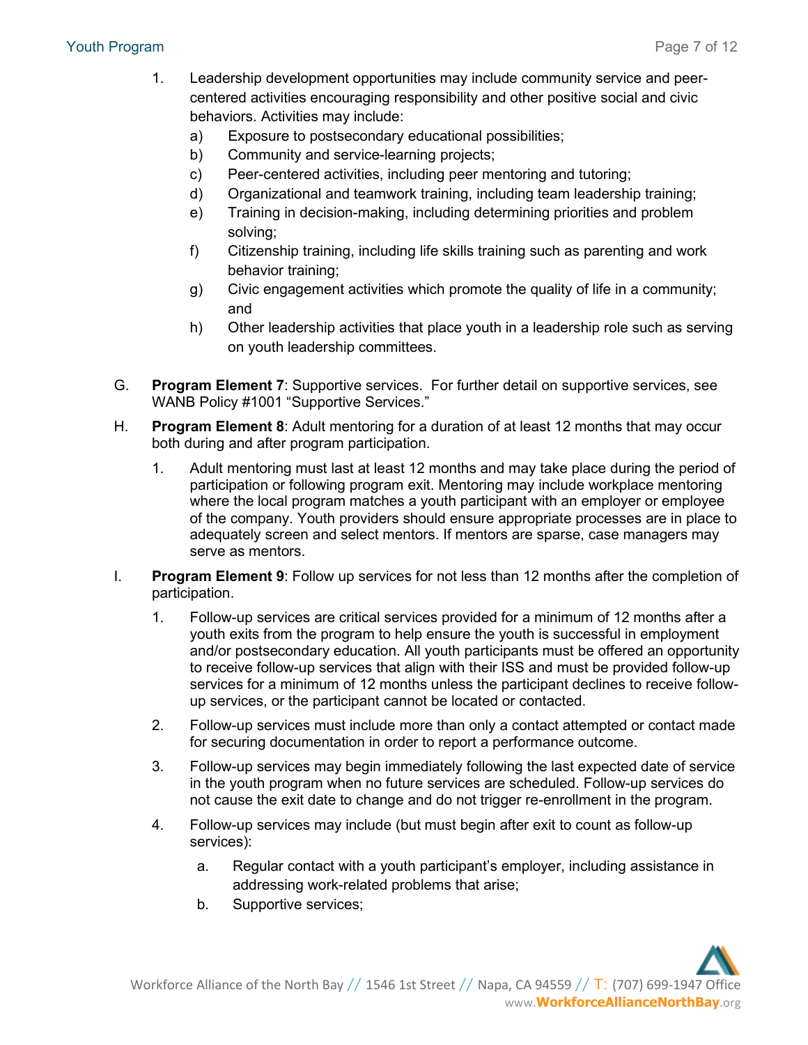1. Leadership development opportunities may include community service and peer-centered activities encouraging responsibility and other positive social and civic behaviors. Activities may include:
   a) Exposure to postsecondary educational possibilities;
   b) Community and service-learning projects;
   c) Peer-centered activities, including peer mentoring and tutoring;
   d) Organizational and teamwork training, including team leadership training;
   e) Training in decision-making, including determining priorities and problem solving;
   f) Citizenship training, including life skills training such as parenting and work behavior training;
   g) Civic engagement activities which promote the quality of life in a community; and
   h) Other leadership activities that place youth in a leadership role such as serving on youth leadership committees.

G. **Program Element 7**: Supportive services. For further detail on supportive services, see WANB Policy #1001 "Supportive Services."

H. **Program Element 8**: Adult mentoring for a duration of at least 12 months that may occur both during and after program participation.

   1. Adult mentoring must last at least 12 months and may take place during the period of participation or following program exit. Mentoring may include workplace mentoring where the local program matches a youth participant with an employer or employee of the company. Youth providers should ensure appropriate processes are in place to adequately screen and select mentors. If mentors are sparse, case managers may serve as mentors.

I. **Program Element 9**: Follow up services for not less than 12 months after the completion of participation.

   1. Follow-up services are critical services provided for a minimum of 12 months after a youth exits from the program to help ensure the youth is successful in employment and/or postsecondary education. All youth participants must be offered an opportunity to receive follow-up services that align with their ISS and must be provided follow-up services for a minimum of 12 months unless the participant declines to receive follow-up services, or the participant cannot be located or contacted.

   2. Follow-up services must include more than only a contact attempted or contact made for securing documentation in order to report a performance outcome.

   3. Follow-up services may begin immediately following the last expected date of service in the youth program when no future services are scheduled. Follow-up services do not cause the exit date to change and do not trigger re-enrollment in the program.

   4. Follow-up services may include (but must begin after exit to count as follow-up services):

      a. Regular contact with a youth participant's employer, including assistance in addressing work-related problems that arise;

      b. Supportive services;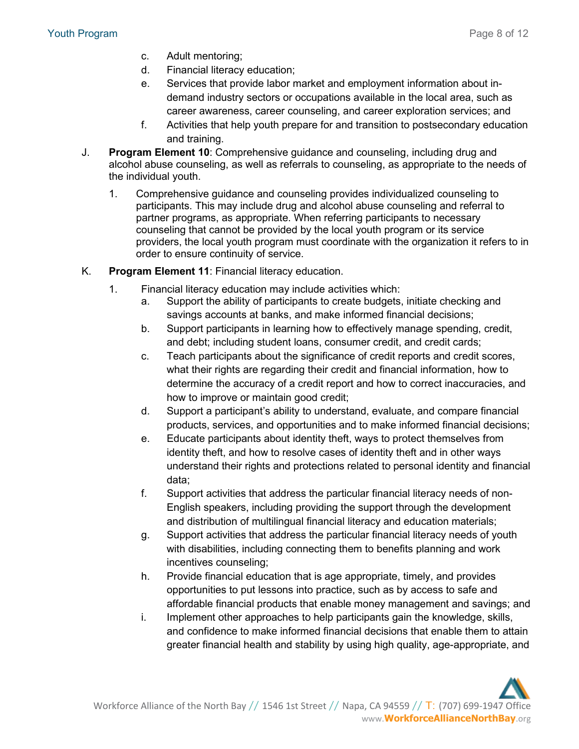c. Adult mentoring;
d. Financial literacy education;
e. Services that provide labor market and employment information about in-demand industry sectors or occupations available in the local area, such as career awareness, career counseling, and career exploration services; and
f. Activities that help youth prepare for and transition to postsecondary education and training.

J. **Program Element 10**: Comprehensive guidance and counseling, including drug and alcohol abuse counseling, as well as referrals to counseling, as appropriate to the needs of the individual youth.

1. Comprehensive guidance and counseling provides individualized counseling to participants. This may include drug and alcohol abuse counseling and referral to partner programs, as appropriate. When referring participants to necessary counseling that cannot be provided by the local youth program or its service providers, the local youth program must coordinate with the organization it refers to in order to ensure continuity of service.

K. **Program Element 11**: Financial literacy education.

1. Financial literacy education may include activities which:
   a. Support the ability of participants to create budgets, initiate checking and savings accounts at banks, and make informed financial decisions;
   b. Support participants in learning how to effectively manage spending, credit, and debt; including student loans, consumer credit, and credit cards;
   c. Teach participants about the significance of credit reports and credit scores, what their rights are regarding their credit and financial information, how to determine the accuracy of a credit report and how to correct inaccuracies, and how to improve or maintain good credit;
   d. Support a participant's ability to understand, evaluate, and compare financial products, services, and opportunities and to make informed financial decisions;
   e. Educate participants about identity theft, ways to protect themselves from identity theft, and how to resolve cases of identity theft and in other ways understand their rights and protections related to personal identity and financial data;
   f. Support activities that address the particular financial literacy needs of non-English speakers, including providing the support through the development and distribution of multilingual financial literacy and education materials;
   g. Support activities that address the particular financial literacy needs of youth with disabilities, including connecting them to benefits planning and work incentives counseling;
   h. Provide financial education that is age appropriate, timely, and provides opportunities to put lessons into practice, such as by access to safe and affordable financial products that enable money management and savings; and
   i. Implement other approaches to help participants gain the knowledge, skills, and confidence to make informed financial decisions that enable them to attain greater financial health and stability by using high quality, age-appropriate, and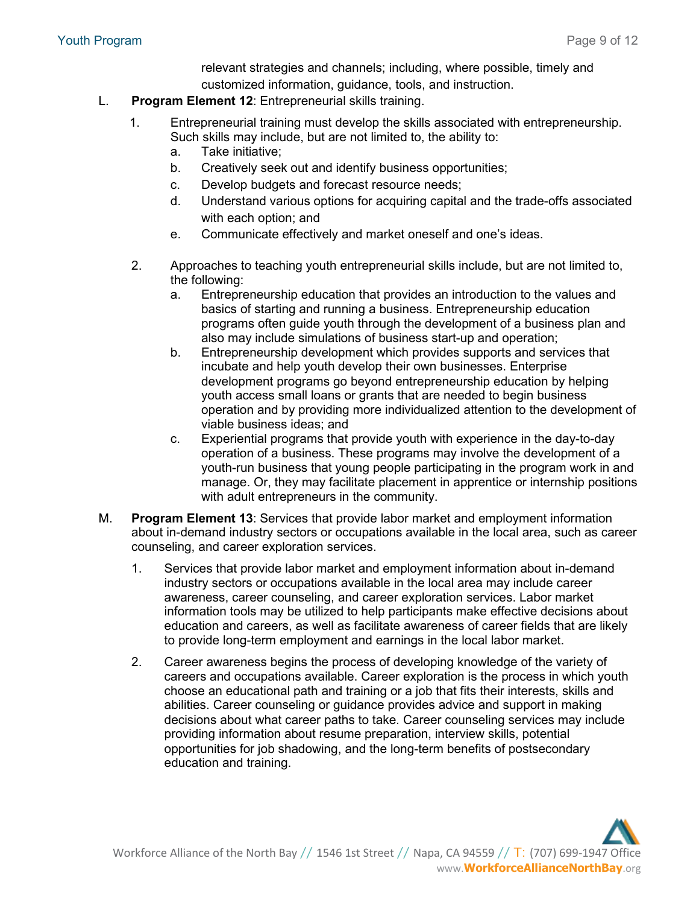relevant strategies and channels; including, where possible, timely and customized information, guidance, tools, and instruction.

L. **Program Element 12**: Entrepreneurial skills training.

1. Entrepreneurial training must develop the skills associated with entrepreneurship. Such skills may include, but are not limited to, the ability to:
   a. Take initiative;
   b. Creatively seek out and identify business opportunities;
   c. Develop budgets and forecast resource needs;
   d. Understand various options for acquiring capital and the trade-offs associated with each option; and
   e. Communicate effectively and market oneself and one's ideas.

2. Approaches to teaching youth entrepreneurial skills include, but are not limited to, the following:
   a. Entrepreneurship education that provides an introduction to the values and basics of starting and running a business. Entrepreneurship education programs often guide youth through the development of a business plan and also may include simulations of business start-up and operation;
   b. Entrepreneurship development which provides supports and services that incubate and help youth develop their own businesses. Enterprise development programs go beyond entrepreneurship education by helping youth access small loans or grants that are needed to begin business operation and by providing more individualized attention to the development of viable business ideas; and
   c. Experiential programs that provide youth with experience in the day-to-day operation of a business. These programs may involve the development of a youth-run business that young people participating in the program work in and manage. Or, they may facilitate placement in apprentice or internship positions with adult entrepreneurs in the community.

M. **Program Element 13**: Services that provide labor market and employment information about in-demand industry sectors or occupations available in the local area, such as career counseling, and career exploration services.

1. Services that provide labor market and employment information about in-demand industry sectors or occupations available in the local area may include career awareness, career counseling, and career exploration services. Labor market information tools may be utilized to help participants make effective decisions about education and careers, as well as facilitate awareness of career fields that are likely to provide long-term employment and earnings in the local labor market.

2. Career awareness begins the process of developing knowledge of the variety of careers and occupations available. Career exploration is the process in which youth choose an educational path and training or a job that fits their interests, skills and abilities. Career counseling or guidance provides advice and support in making decisions about what career paths to take. Career counseling services may include providing information about resume preparation, interview skills, potential opportunities for job shadowing, and the long-term benefits of postsecondary education and training.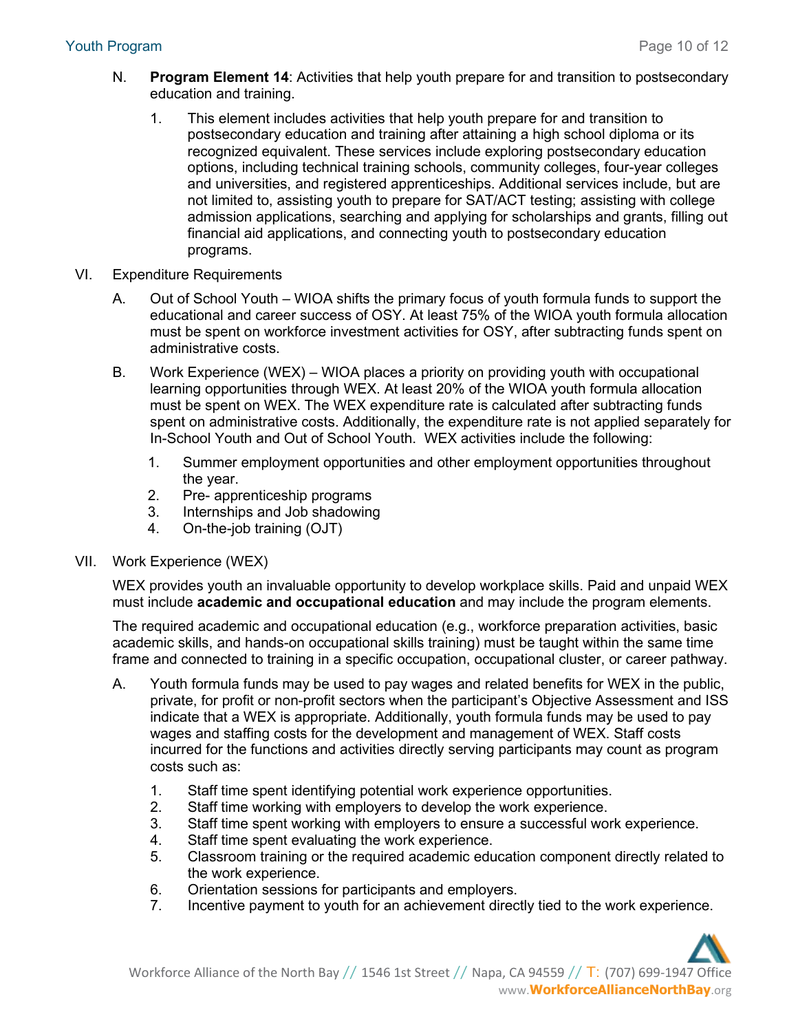N. **Program Element 14**: Activities that help youth prepare for and transition to postsecondary education and training.

1. This element includes activities that help youth prepare for and transition to postsecondary education and training after attaining a high school diploma or its recognized equivalent. These services include exploring postsecondary education options, including technical training schools, community colleges, four-year colleges and universities, and registered apprenticeships. Additional services include, but are not limited to, assisting youth to prepare for SAT/ACT testing; assisting with college admission applications, searching and applying for scholarships and grants, filling out financial aid applications, and connecting youth to postsecondary education programs.

VI. Expenditure Requirements

A. Out of School Youth – WIOA shifts the primary focus of youth formula funds to support the educational and career success of OSY. At least 75% of the WIOA youth formula allocation must be spent on workforce investment activities for OSY, after subtracting funds spent on administrative costs.

B. Work Experience (WEX) – WIOA places a priority on providing youth with occupational learning opportunities through WEX. At least 20% of the WIOA youth formula allocation must be spent on WEX. The WEX expenditure rate is calculated after subtracting funds spent on administrative costs. Additionally, the expenditure rate is not applied separately for In-School Youth and Out of School Youth. WEX activities include the following:

1. Summer employment opportunities and other employment opportunities throughout the year.
2. Pre- apprenticeship programs
3. Internships and Job shadowing
4. On-the-job training (OJT)

VII. Work Experience (WEX)

WEX provides youth an invaluable opportunity to develop workplace skills. Paid and unpaid WEX must include **academic and occupational education** and may include the program elements.

The required academic and occupational education (e.g., workforce preparation activities, basic academic skills, and hands-on occupational skills training) must be taught within the same time frame and connected to training in a specific occupation, occupational cluster, or career pathway.

A. Youth formula funds may be used to pay wages and related benefits for WEX in the public, private, for profit or non-profit sectors when the participant's Objective Assessment and ISS indicate that a WEX is appropriate. Additionally, youth formula funds may be used to pay wages and staffing costs for the development and management of WEX. Staff costs incurred for the functions and activities directly serving participants may count as program costs such as:

1. Staff time spent identifying potential work experience opportunities.
2. Staff time working with employers to develop the work experience.
3. Staff time spent working with employers to ensure a successful work experience.
4. Staff time spent evaluating the work experience.
5. Classroom training or the required academic education component directly related to the work experience.
6. Orientation sessions for participants and employers.
7. Incentive payment to youth for an achievement directly tied to the work experience.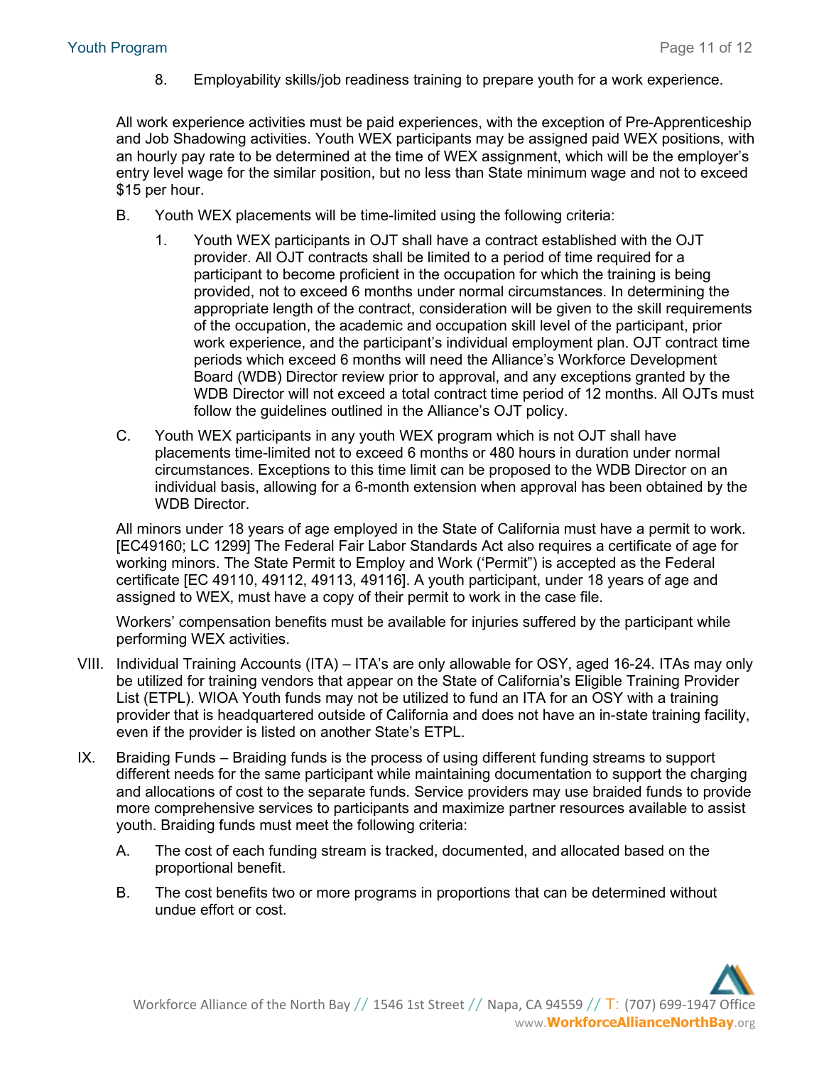8. Employability skills/job readiness training to prepare youth for a work experience.

All work experience activities must be paid experiences, with the exception of Pre-Apprenticeship and Job Shadowing activities. Youth WEX participants may be assigned paid WEX positions, with an hourly pay rate to be determined at the time of WEX assignment, which will be the employer's entry level wage for the similar position, but no less than State minimum wage and not to exceed $15 per hour.

B. Youth WEX placements will be time-limited using the following criteria:

   1. Youth WEX participants in OJT shall have a contract established with the OJT provider. All OJT contracts shall be limited to a period of time required for a participant to become proficient in the occupation for which the training is being provided, not to exceed 6 months under normal circumstances. In determining the appropriate length of the contract, consideration will be given to the skill requirements of the occupation, the academic and occupation skill level of the participant, prior work experience, and the participant's individual employment plan. OJT contract time periods which exceed 6 months will need the Alliance's Workforce Development Board (WDB) Director review prior to approval, and any exceptions granted by the WDB Director will not exceed a total contract time period of 12 months. All OJTs must follow the guidelines outlined in the Alliance's OJT policy.

C. Youth WEX participants in any youth WEX program which is not OJT shall have placements time-limited not to exceed 6 months or 480 hours in duration under normal circumstances. Exceptions to this time limit can be proposed to the WDB Director on an individual basis, allowing for a 6-month extension when approval has been obtained by the WDB Director.

All minors under 18 years of age employed in the State of California must have a permit to work. [EC49160; LC 1299] The Federal Fair Labor Standards Act also requires a certificate of age for working minors. The State Permit to Employ and Work ('Permit") is accepted as the Federal certificate [EC 49110, 49112, 49113, 49116]. A youth participant, under 18 years of age and assigned to WEX, must have a copy of their permit to work in the case file.

Workers' compensation benefits must be available for injuries suffered by the participant while performing WEX activities.

VIII. Individual Training Accounts (ITA) – ITA's are only allowable for OSY, aged 16-24. ITAs may only be utilized for training vendors that appear on the State of California's Eligible Training Provider List (ETPL). WIOA Youth funds may not be utilized to fund an ITA for an OSY with a training provider that is headquartered outside of California and does not have an in-state training facility, even if the provider is listed on another State's ETPL.

IX. Braiding Funds – Braiding funds is the process of using different funding streams to support different needs for the same participant while maintaining documentation to support the charging and allocations of cost to the separate funds. Service providers may use braided funds to provide more comprehensive services to participants and maximize partner resources available to assist youth. Braiding funds must meet the following criteria:

   A. The cost of each funding stream is tracked, documented, and allocated based on the proportional benefit.

   B. The cost benefits two or more programs in proportions that can be determined without undue effort or cost.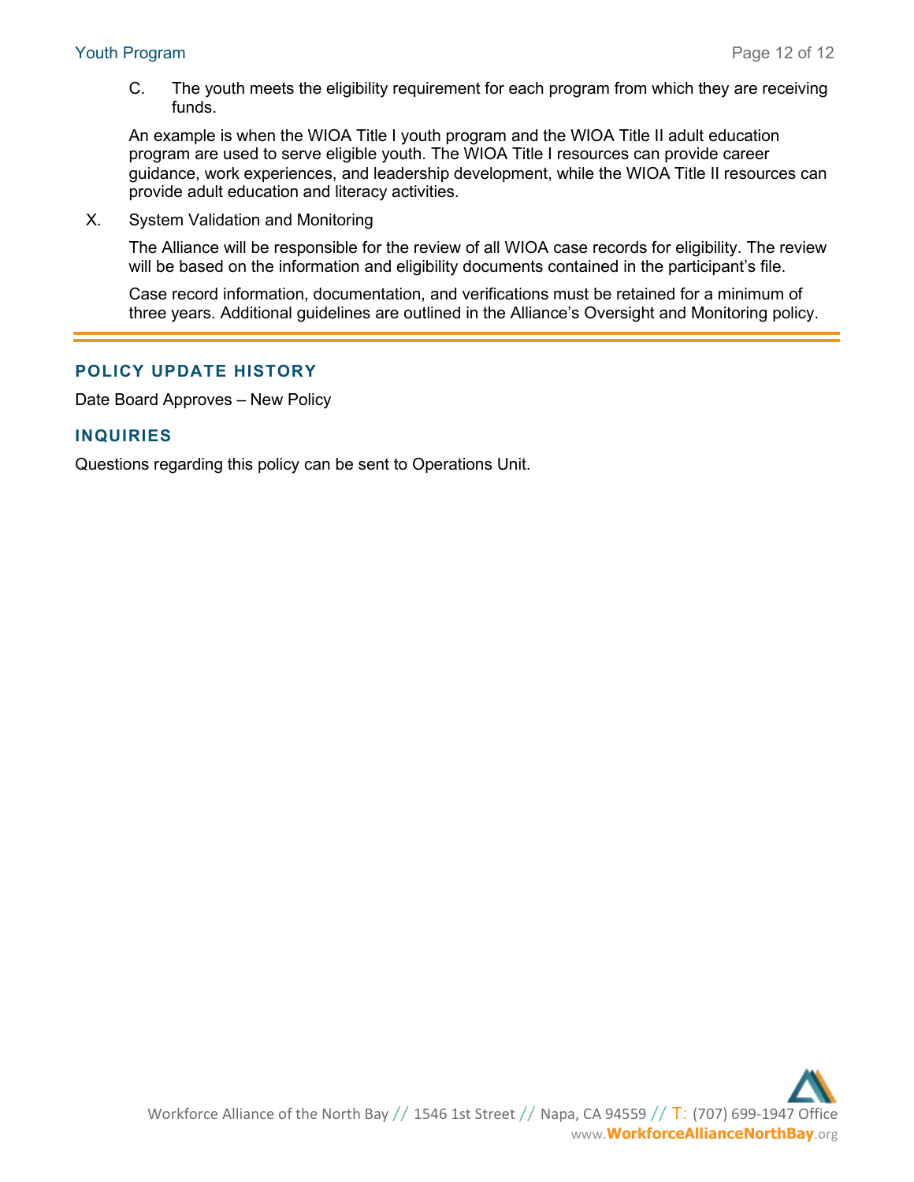C. The youth meets the eligibility requirement for each program from which they are receiving funds.

An example is when the WIOA Title I youth program and the WIOA Title II adult education program are used to serve eligible youth. The WIOA Title I resources can provide career guidance, work experiences, and leadership development, while the WIOA Title II resources can provide adult education and literacy activities.

X. System Validation and Monitoring

The Alliance will be responsible for the review of all WIOA case records for eligibility. The review will be based on the information and eligibility documents contained in the participant's file.

Case record information, documentation, and verifications must be retained for a minimum of three years. Additional guidelines are outlined in the Alliance's Oversight and Monitoring policy.

---

## POLICY UPDATE HISTORY

Date Board Approves – New Policy

## INQUIRIES

Questions regarding this policy can be sent to Operations Unit.